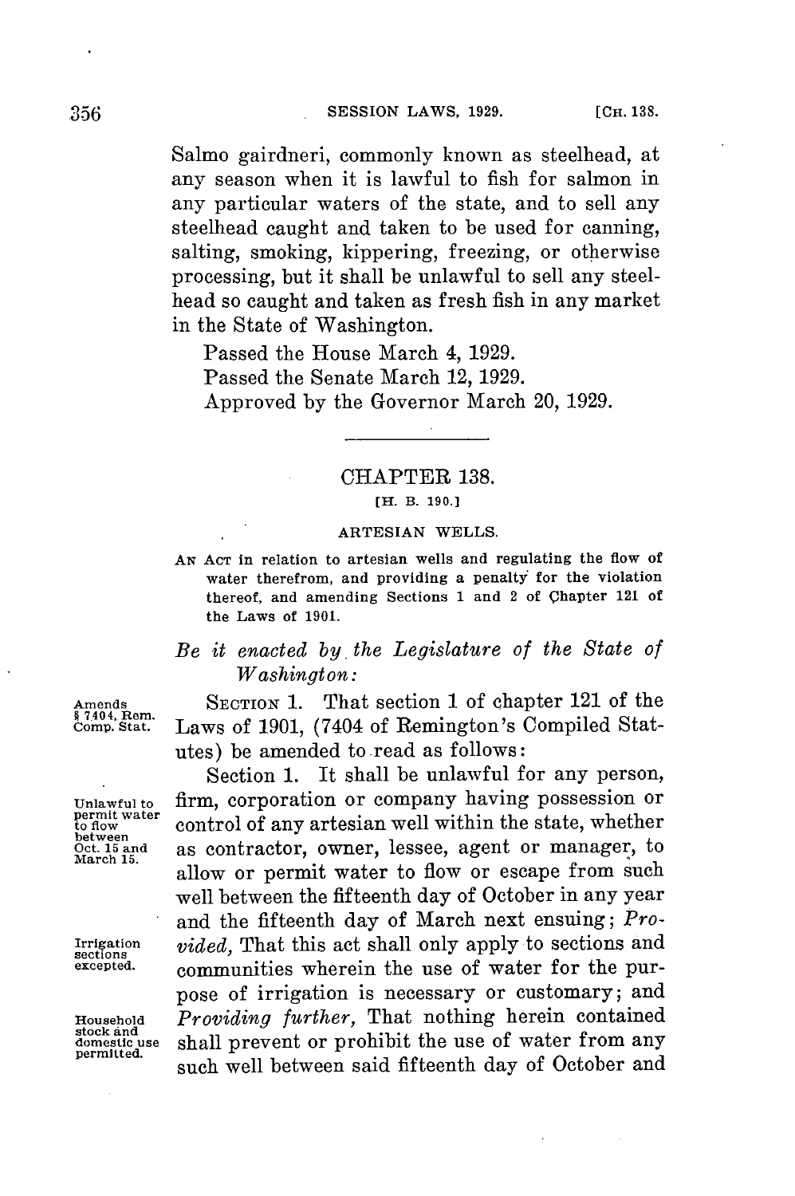Salmo gairdneri, commonly known as steelhead, at any season when it is lawful to fish for salmon in any particular waters of the state, and to sell any steelhead caught and taken to be used for canning, salting, smoking, kippering, freezing, or otherwise processing, but it shall be unlawful to sell any steelhead so caught and taken as fresh fish in any market in the State of Washington.

Passed the House March 4, 1929.
Passed the Senate March 12, 1929.
Approved by the Governor March 20, 1929.

---

## CHAPTER 138.

[H. B. 190.]

### ARTESIAN WELLS.

AN ACT in relation to artesian wells and regulating the flow of water therefrom, and providing a penalty for the violation thereof, and amending Sections 1 and 2 of Chapter 121 of the Laws of 1901.

*Be it enacted by the Legislature of the State of Washington:*

Amends § 7404, Rem. Comp. Stat.

SECTION 1. That section 1 of chapter 121 of the Laws of 1901, (7404 of Remington's Compiled Statutes) be amended to read as follows:

Unlawful to permit water to flow between Oct. 15 and March 15.

Section 1. It shall be unlawful for any person, firm, corporation or company having possession or control of any artesian well within the state, whether as contractor, owner, lessee, agent or manager, to allow or permit water to flow or escape from such well between the fifteenth day of October in any year and the fifteenth day of March next ensuing; *Provided,* That this act shall only apply to sections and communities wherein the use of water for the purpose of irrigation is necessary or customary; and *Providing further,* That nothing herein contained shall prevent or prohibit the use of water from any such well between said fifteenth day of October and

Irrigation sections excepted.

Household stock and domestic use permitted.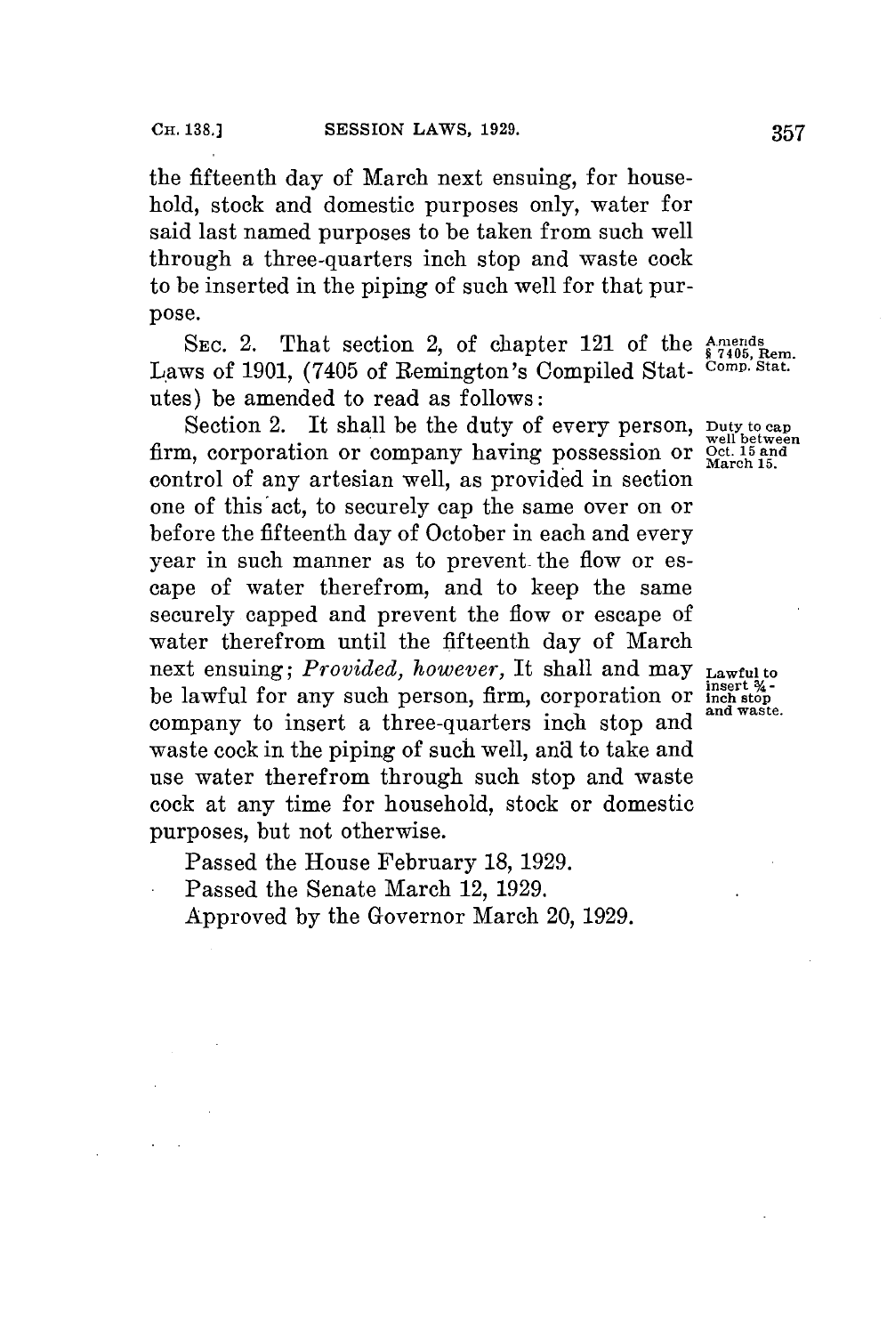the fifteenth day of March next ensuing, for household, stock and domestic purposes only, water for said last named purposes to be taken from such well through a three-quarters inch stop and waste cock to be inserted in the piping of such well for that purpose.

SEC. 2. That section 2, of chapter 121 of the Laws of 1901, (7405 of Remington's Compiled Statutes) be amended to read as follows:

Amends § 7405, Rem. Comp. Stat.

Section 2. It shall be the duty of every person, firm, corporation or company having possession or control of any artesian well, as provided in section one of this act, to securely cap the same over on or before the fifteenth day of October in each and every year in such manner as to prevent the flow or escape of water therefrom, and to keep the same securely capped and prevent the flow or escape of water therefrom until the fifteenth day of March next ensuing; *Provided, however,* It shall and may be lawful for any such person, firm, corporation or company to insert a three-quarters inch stop and waste cock in the piping of such well, and to take and use water therefrom through such stop and waste cock at any time for household, stock or domestic purposes, but not otherwise.

Duty to cap well between Oct. 15 and March 15.

Lawful to insert ¾-inch stop and waste.

Passed the House February 18, 1929.

Passed the Senate March 12, 1929.

Approved by the Governor March 20, 1929.